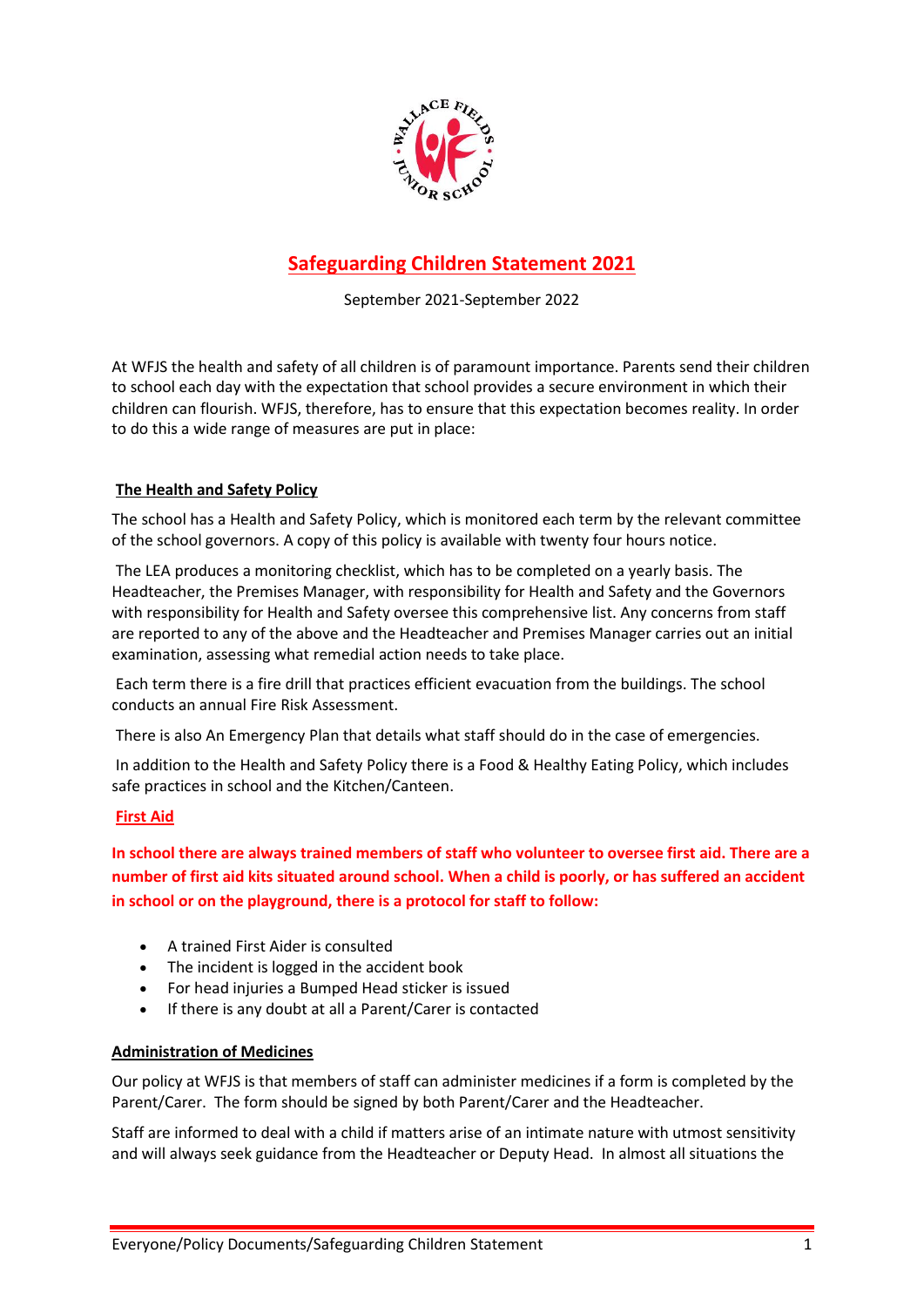# Safeguarding Children Statement 2021

September 2021-September 2022

At WFJS the health and safety of all children is of paramount importance. Parents send their children to school each day with the expectation that school provides a secure environment in which their children can flourish. WFJS, therefore, has to ensure that this expectation becomes reality. In order to do this a wide range of measures are put in place:

## The Health and Safety Policy

The school has a Health and Safety Policy, which is monitored each term by the relevant committee of the school governors. A copy of this policy is available with twenty four hours notice.

The LEA produces a monitoring checklist, which has to be completed on a yearly basis. The Headteacher, the Premises Manager, with responsibility for Health and Safety and the Governors with responsibility for Health and Safety oversee this comprehensive list. Any concerns from staff are reported to any of the above and the Headteacher and Premises Manager carries out an initial examination, assessing what remedial action needs to take place.

Each term there is a fire drill that practices efficient evacuation from the buildings. The school conducts an annual Fire Risk Assessment.

There is also An Emergency Plan that details what staff should do in the case of emergencies.

In addition to the Health and Safety Policy there is a Food & Healthy Eating Policy, which includes safe practices in school and the Kitchen/Canteen.

## First Aid

**In school there are always trained members of staff who volunteer to oversee first aid. There are a number of first aid kits situated around school. When a child is poorly, or has suffered an accident in school or on the playground, there is a protocol for staff to follow:**

- A trained First Aider is consulted
- The incident is logged in the accident book
- For head injuries a Bumped Head sticker is issued
- If there is any doubt at all a Parent/Carer is contacted

## Administration of Medicines

Our policy at WFJS is that members of staff can administer medicines if a form is completed by the Parent/Carer. The form should be signed by both Parent/Carer and the Headteacher.

Staff are informed to deal with a child if matters arise of an intimate nature with utmost sensitivity and will always seek guidance from the Headteacher or Deputy Head. In almost all situations the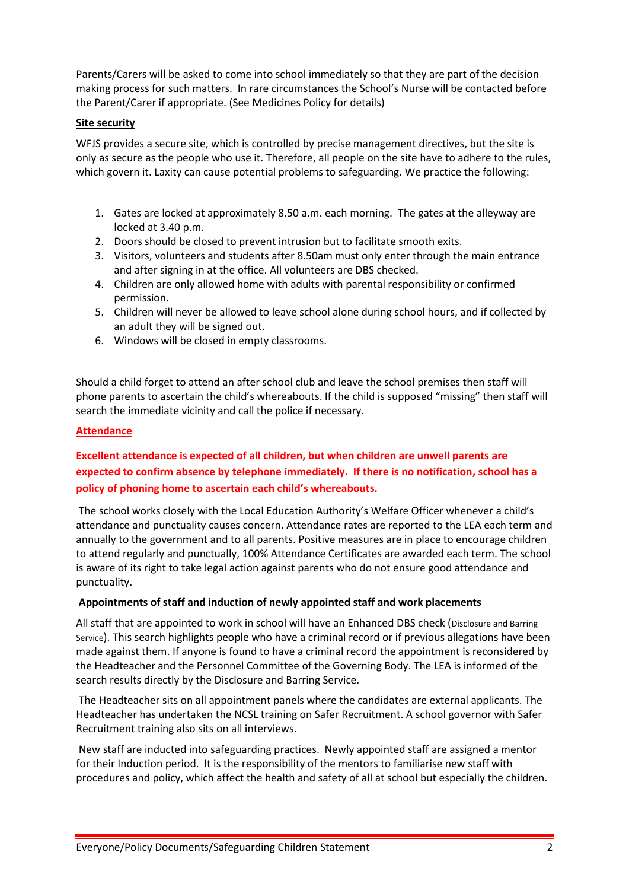Parents/Carers will be asked to come into school immediately so that they are part of the decision making process for such matters. In rare circumstances the School's Nurse will be contacted before the Parent/Carer if appropriate. (See Medicines Policy for details)

**Site security**

WFJS provides a secure site, which is controlled by precise management directives, but the site is only as secure as the people who use it. Therefore, all people on the site have to adhere to the rules, which govern it. Laxity can cause potential problems to safeguarding. We practice the following:

1. Gates are locked at approximately 8.50 a.m. each morning. The gates at the alleyway are locked at 3.40 p.m.
2. Doors should be closed to prevent intrusion but to facilitate smooth exits.
3. Visitors, volunteers and students after 8.50am must only enter through the main entrance and after signing in at the office. All volunteers are DBS checked.
4. Children are only allowed home with adults with parental responsibility or confirmed permission.
5. Children will never be allowed to leave school alone during school hours, and if collected by an adult they will be signed out.
6. Windows will be closed in empty classrooms.

Should a child forget to attend an after school club and leave the school premises then staff will phone parents to ascertain the child's whereabouts. If the child is supposed "missing" then staff will search the immediate vicinity and call the police if necessary.

**Attendance**

**Excellent attendance is expected of all children, but when children are unwell parents are expected to confirm absence by telephone immediately. If there is no notification, school has a policy of phoning home to ascertain each child's whereabouts.**

The school works closely with the Local Education Authority's Welfare Officer whenever a child's attendance and punctuality causes concern. Attendance rates are reported to the LEA each term and annually to the government and to all parents. Positive measures are in place to encourage children to attend regularly and punctually, 100% Attendance Certificates are awarded each term. The school is aware of its right to take legal action against parents who do not ensure good attendance and punctuality.

**Appointments of staff and induction of newly appointed staff and work placements**

All staff that are appointed to work in school will have an Enhanced DBS check (Disclosure and Barring Service). This search highlights people who have a criminal record or if previous allegations have been made against them. If anyone is found to have a criminal record the appointment is reconsidered by the Headteacher and the Personnel Committee of the Governing Body. The LEA is informed of the search results directly by the Disclosure and Barring Service.

The Headteacher sits on all appointment panels where the candidates are external applicants. The Headteacher has undertaken the NCSL training on Safer Recruitment. A school governor with Safer Recruitment training also sits on all interviews.

New staff are inducted into safeguarding practices. Newly appointed staff are assigned a mentor for their Induction period. It is the responsibility of the mentors to familiarise new staff with procedures and policy, which affect the health and safety of all at school but especially the children.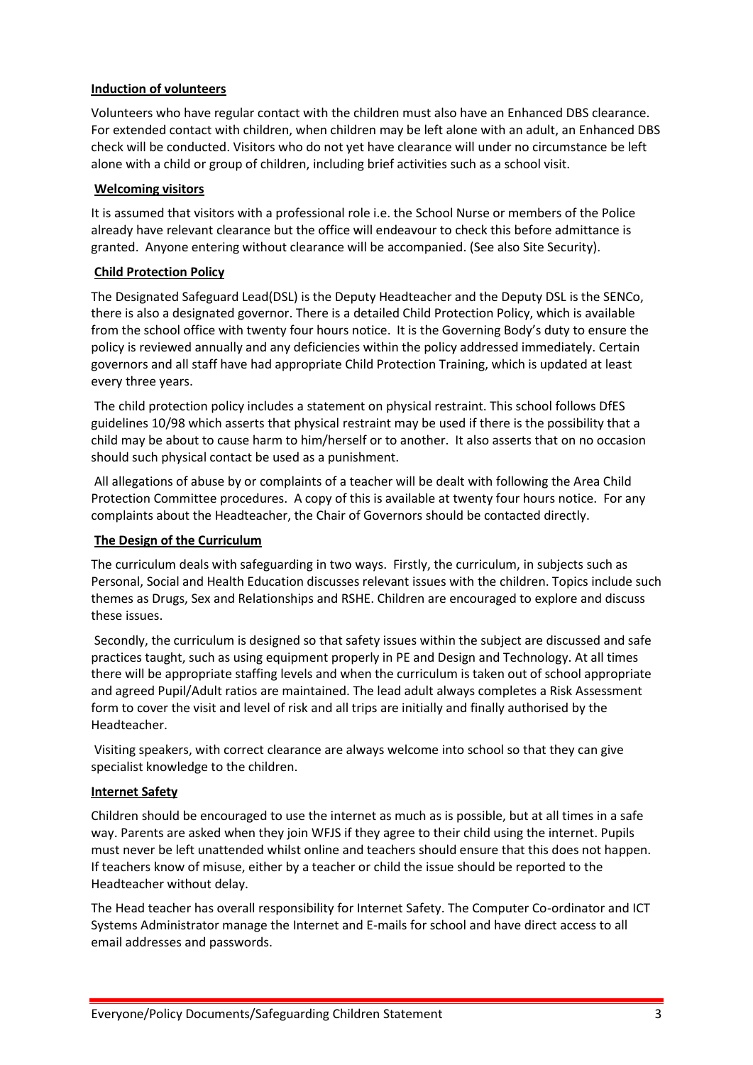**Induction of volunteers**

Volunteers who have regular contact with the children must also have an Enhanced DBS clearance. For extended contact with children, when children may be left alone with an adult, an Enhanced DBS check will be conducted. Visitors who do not yet have clearance will under no circumstance be left alone with a child or group of children, including brief activities such as a school visit.

**Welcoming visitors**

It is assumed that visitors with a professional role i.e. the School Nurse or members of the Police already have relevant clearance but the office will endeavour to check this before admittance is granted. Anyone entering without clearance will be accompanied. (See also Site Security).

**Child Protection Policy**

The Designated Safeguard Lead(DSL) is the Deputy Headteacher and the Deputy DSL is the SENCo, there is also a designated governor. There is a detailed Child Protection Policy, which is available from the school office with twenty four hours notice. It is the Governing Body's duty to ensure the policy is reviewed annually and any deficiencies within the policy addressed immediately. Certain governors and all staff have had appropriate Child Protection Training, which is updated at least every three years.

The child protection policy includes a statement on physical restraint. This school follows DfES guidelines 10/98 which asserts that physical restraint may be used if there is the possibility that a child may be about to cause harm to him/herself or to another. It also asserts that on no occasion should such physical contact be used as a punishment.

All allegations of abuse by or complaints of a teacher will be dealt with following the Area Child Protection Committee procedures. A copy of this is available at twenty four hours notice. For any complaints about the Headteacher, the Chair of Governors should be contacted directly.

**The Design of the Curriculum**

The curriculum deals with safeguarding in two ways. Firstly, the curriculum, in subjects such as Personal, Social and Health Education discusses relevant issues with the children. Topics include such themes as Drugs, Sex and Relationships and RSHE. Children are encouraged to explore and discuss these issues.

Secondly, the curriculum is designed so that safety issues within the subject are discussed and safe practices taught, such as using equipment properly in PE and Design and Technology. At all times there will be appropriate staffing levels and when the curriculum is taken out of school appropriate and agreed Pupil/Adult ratios are maintained. The lead adult always completes a Risk Assessment form to cover the visit and level of risk and all trips are initially and finally authorised by the Headteacher.

Visiting speakers, with correct clearance are always welcome into school so that they can give specialist knowledge to the children.

**Internet Safety**

Children should be encouraged to use the internet as much as is possible, but at all times in a safe way. Parents are asked when they join WFJS if they agree to their child using the internet. Pupils must never be left unattended whilst online and teachers should ensure that this does not happen. If teachers know of misuse, either by a teacher or child the issue should be reported to the Headteacher without delay.

The Head teacher has overall responsibility for Internet Safety. The Computer Co-ordinator and ICT Systems Administrator manage the Internet and E-mails for school and have direct access to all email addresses and passwords.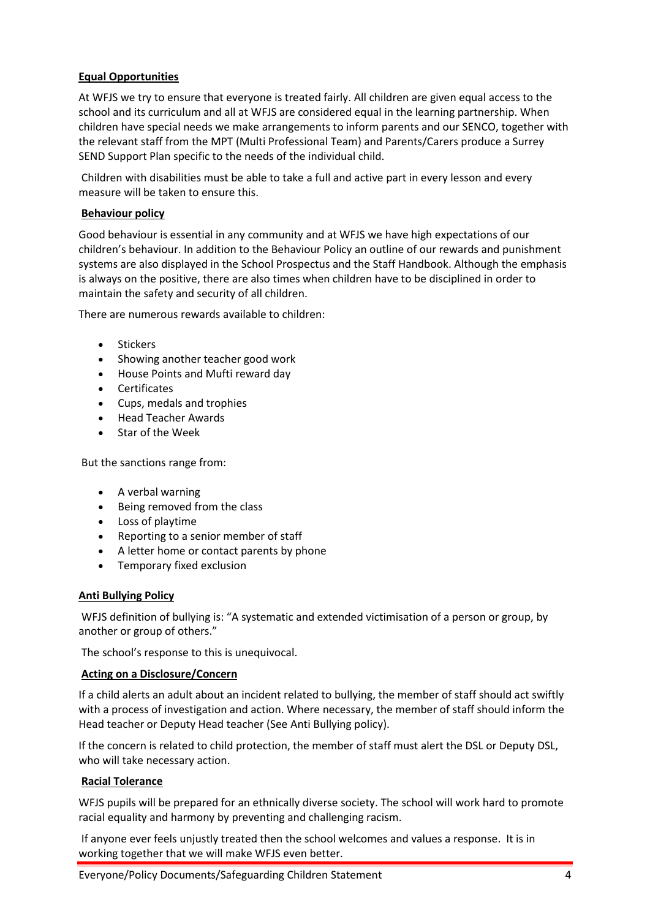**Equal Opportunities**

At WFJS we try to ensure that everyone is treated fairly. All children are given equal access to the school and its curriculum and all at WFJS are considered equal in the learning partnership. When children have special needs we make arrangements to inform parents and our SENCO, together with the relevant staff from the MPT (Multi Professional Team) and Parents/Carers produce a Surrey SEND Support Plan specific to the needs of the individual child.

Children with disabilities must be able to take a full and active part in every lesson and every measure will be taken to ensure this.

**Behaviour policy**

Good behaviour is essential in any community and at WFJS we have high expectations of our children's behaviour. In addition to the Behaviour Policy an outline of our rewards and punishment systems are also displayed in the School Prospectus and the Staff Handbook. Although the emphasis is always on the positive, there are also times when children have to be disciplined in order to maintain the safety and security of all children.

There are numerous rewards available to children:

- Stickers
- Showing another teacher good work
- House Points and Mufti reward day
- Certificates
- Cups, medals and trophies
- Head Teacher Awards
- Star of the Week

But the sanctions range from:

- A verbal warning
- Being removed from the class
- Loss of playtime
- Reporting to a senior member of staff
- A letter home or contact parents by phone
- Temporary fixed exclusion

**Anti Bullying Policy**

WFJS definition of bullying is: "A systematic and extended victimisation of a person or group, by another or group of others."

The school's response to this is unequivocal.

**Acting on a Disclosure/Concern**

If a child alerts an adult about an incident related to bullying, the member of staff should act swiftly with a process of investigation and action. Where necessary, the member of staff should inform the Head teacher or Deputy Head teacher (See Anti Bullying policy).

If the concern is related to child protection, the member of staff must alert the DSL or Deputy DSL, who will take necessary action.

**Racial Tolerance**

WFJS pupils will be prepared for an ethnically diverse society. The school will work hard to promote racial equality and harmony by preventing and challenging racism.

If anyone ever feels unjustly treated then the school welcomes and values a response. It is in working together that we will make WFJS even better.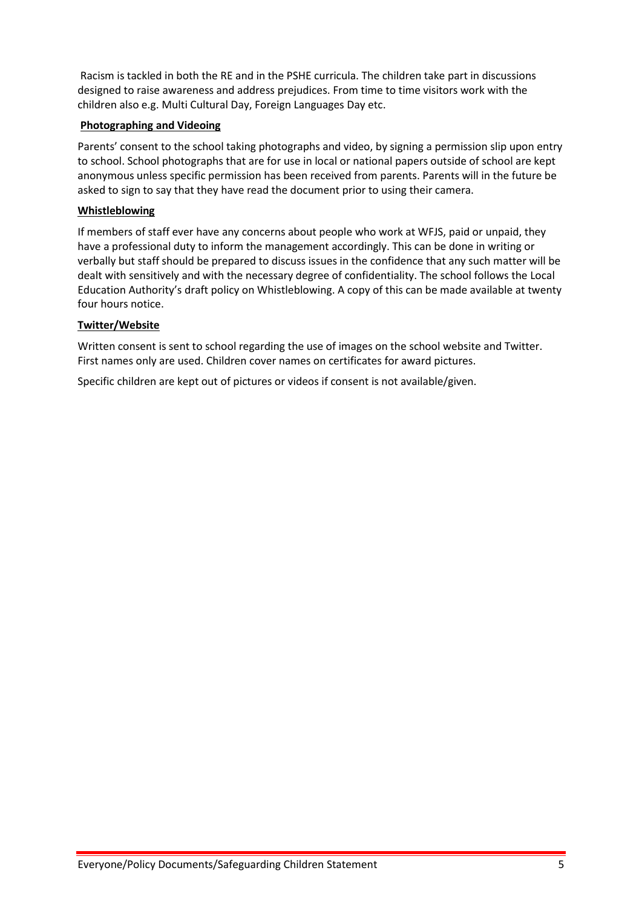Racism is tackled in both the RE and in the PSHE curricula. The children take part in discussions designed to raise awareness and address prejudices. From time to time visitors work with the children also e.g. Multi Cultural Day, Foreign Languages Day etc.

**Photographing and Videoing**

Parents' consent to the school taking photographs and video, by signing a permission slip upon entry to school. School photographs that are for use in local or national papers outside of school are kept anonymous unless specific permission has been received from parents. Parents will in the future be asked to sign to say that they have read the document prior to using their camera.

**Whistleblowing**

If members of staff ever have any concerns about people who work at WFJS, paid or unpaid, they have a professional duty to inform the management accordingly. This can be done in writing or verbally but staff should be prepared to discuss issues in the confidence that any such matter will be dealt with sensitively and with the necessary degree of confidentiality. The school follows the Local Education Authority's draft policy on Whistleblowing. A copy of this can be made available at twenty four hours notice.

**Twitter/Website**

Written consent is sent to school regarding the use of images on the school website and Twitter. First names only are used. Children cover names on certificates for award pictures.

Specific children are kept out of pictures or videos if consent is not available/given.